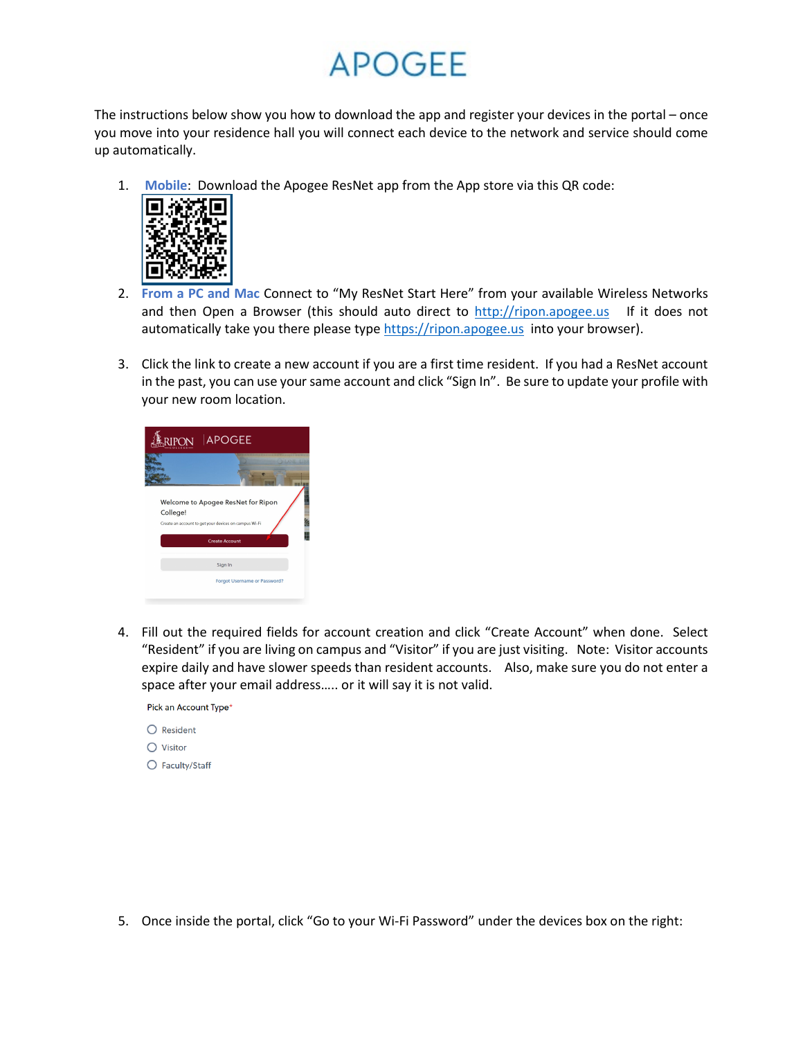# APOGEE

The instructions below show you how to download the app and register your devices in the portal – once you move into your residence hall you will connect each device to the network and service should come up automatically.

1. **Mobile**: Download the Apogee ResNet app from the App store via this QR code:

2. **From a PC and Mac** Connect to "My ResNet Start Here" from your available Wireless Networks and then Open a Browser (this should auto direct to http://ripon.apogee.us If it does not automatically take you there please type https://ripon.apogee.us into your browser).

3. Click the link to create a new account if you are a first time resident. If you had a ResNet account in the past, you can use your same account and click "Sign In". Be sure to update your profile with your new room location.

4. Fill out the required fields for account creation and click "Create Account" when done. Select "Resident" if you are living on campus and "Visitor" if you are just visiting. Note: Visitor accounts expire daily and have slower speeds than resident accounts. Also, make sure you do not enter a space after your email address….. or it will say it is not valid.

5. Once inside the portal, click "Go to your Wi-Fi Password" under the devices box on the right: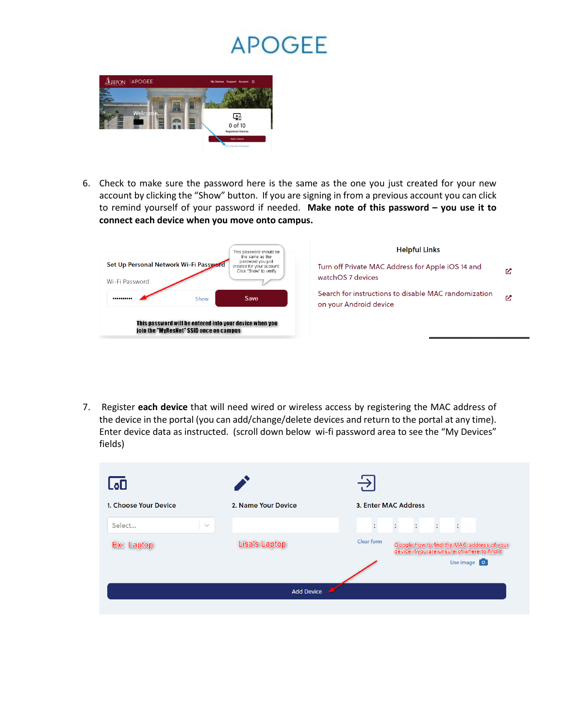# APOGEE

6. Check to make sure the password here is the same as the one you just created for your new account by clicking the "Show" button. If you are signing in from a previous account you can click to remind yourself of your password if needed. **Make note of this password – you use it to connect each device when you move onto campus.**

Set Up Personal Network Wi-Fi Password

This password should be the same as the password you just created for your account. Click "Show" to verify

Wi-Fi Password

•••••••••• Show **Save**

**This password will be entered into your device when you join the "MyResNet" SSID once on campus**

**Helpful Links**

Turn off Private MAC Address for Apple iOS 14 and watchOS 7 devices

Search for instructions to disable MAC randomization on your Android device

7. Register **each device** that will need wired or wireless access by registering the MAC address of the device in the portal (you can add/change/delete devices and return to the portal at any time). Enter device data as instructed. (scroll down below wi-fi password area to see the "My Devices" fields)

1. Choose Your Device — Select... — Ex: Laptop

2. Name Your Device — Lisa's Laptop

3. Enter MAC Address — Clear form — Google how to find the MAC address of your device if you are unsure of where to find it — Use image

Add Device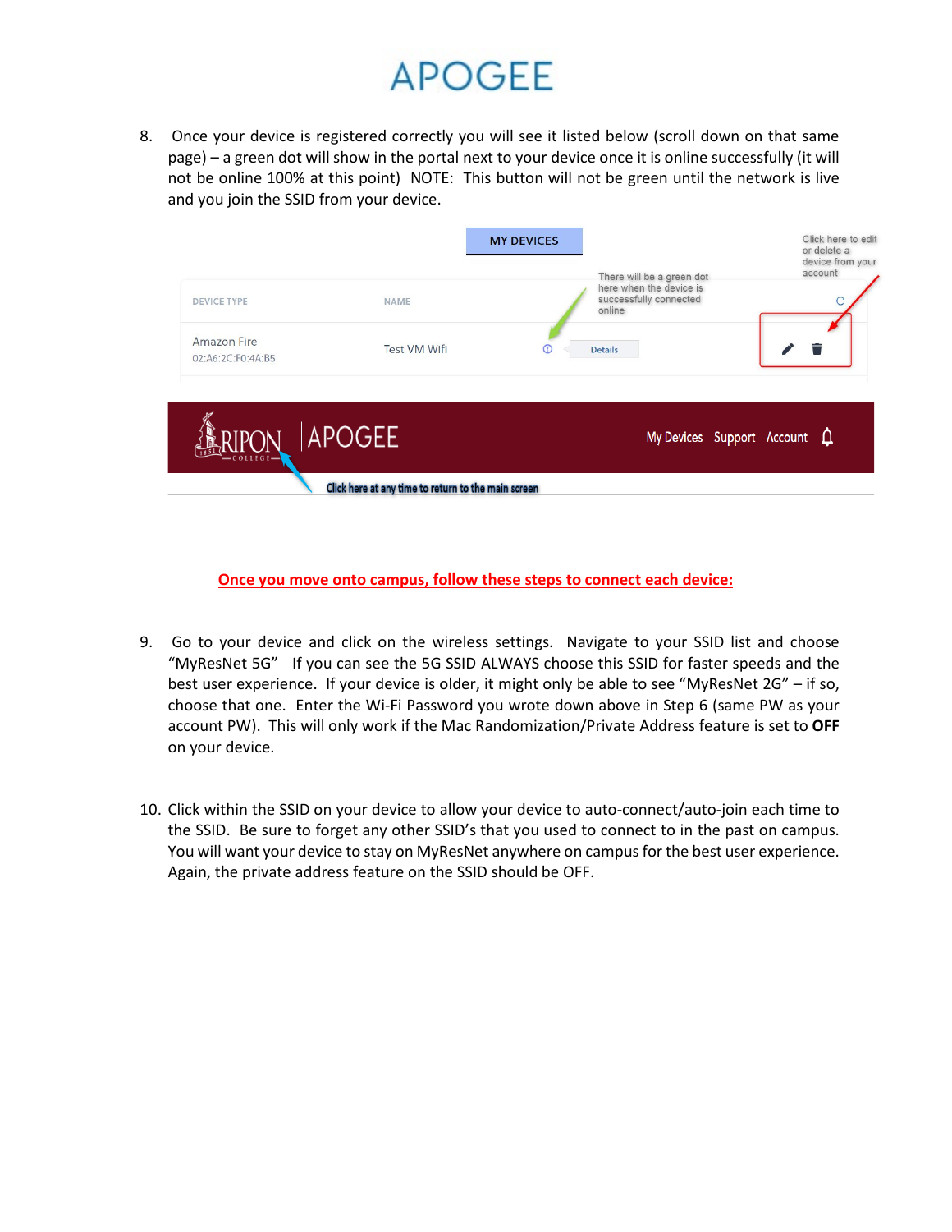8. Once your device is registered correctly you will see it listed below (scroll down on that same page) – a green dot will show in the portal next to your device once it is online successfully (it will not be online 100% at this point) NOTE: This button will not be green until the network is live and you join the SSID from your device.

MY DEVICES

Click here to edit or delete a device from your account

There will be a green dot here when the device is successfully connected online

| DEVICE TYPE | NAME | | |
|---|---|---|---|
| Amazon Fire 02:A6:2C:F0:4A:B5 | Test VM Wifi | Details | |

RIPON COLLEGE | APOGEE — My Devices Support Account

Click here at any time to return to the main screen

**Once you move onto campus, follow these steps to connect each device:**

9. Go to your device and click on the wireless settings. Navigate to your SSID list and choose "MyResNet 5G" If you can see the 5G SSID ALWAYS choose this SSID for faster speeds and the best user experience. If your device is older, it might only be able to see "MyResNet 2G" – if so, choose that one. Enter the Wi-Fi Password you wrote down above in Step 6 (same PW as your account PW). This will only work if the Mac Randomization/Private Address feature is set to **OFF** on your device.

10. Click within the SSID on your device to allow your device to auto-connect/auto-join each time to the SSID. Be sure to forget any other SSID's that you used to connect to in the past on campus. You will want your device to stay on MyResNet anywhere on campus for the best user experience. Again, the private address feature on the SSID should be OFF.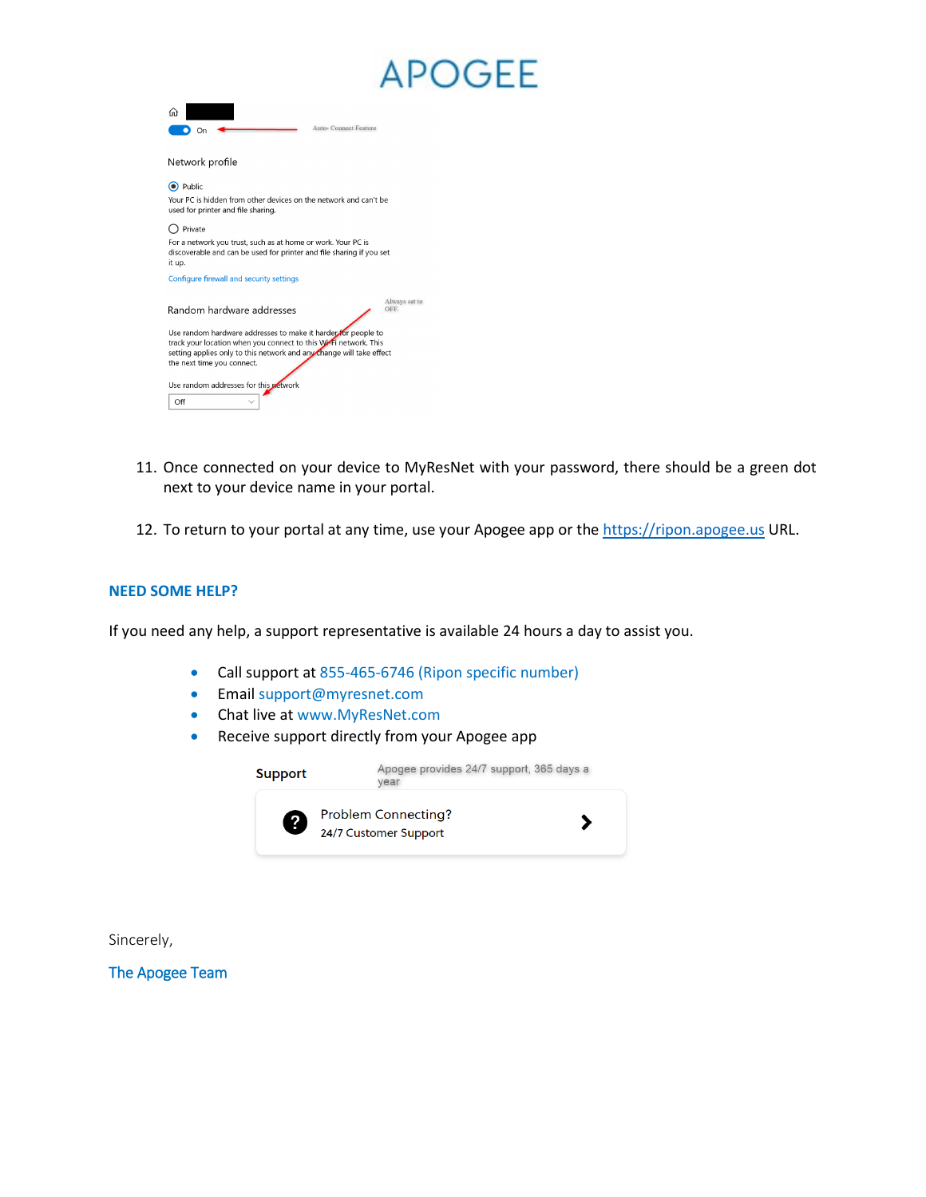APOGEE

On — Auto- Connect Feature

Network profile

Public

Your PC is hidden from other devices on the network and can't be used for printer and file sharing.

Private

For a network you trust, such as at home or work. Your PC is discoverable and can be used for printer and file sharing if you set it up.

Configure firewall and security settings

Random hardware addresses — Always set to OFF

Use random hardware addresses to make it harder for people to track your location when you connect to this Wi-Fi network. This setting applies only to this network and any change will take effect the next time you connect.

Use random addresses for this network

Off

11. Once connected on your device to MyResNet with your password, there should be a green dot next to your device name in your portal.

12. To return to your portal at any time, use your Apogee app or the https://ripon.apogee.us URL.

## NEED SOME HELP?

If you need any help, a support representative is available 24 hours a day to assist you.

- Call support at 855-465-6746 (Ripon specific number)
- Email support@myresnet.com
- Chat live at www.MyResNet.com
- Receive support directly from your Apogee app

Support — Apogee provides 24/7 support, 365 days a year

Problem Connecting?
24/7 Customer Support

Sincerely,

The Apogee Team